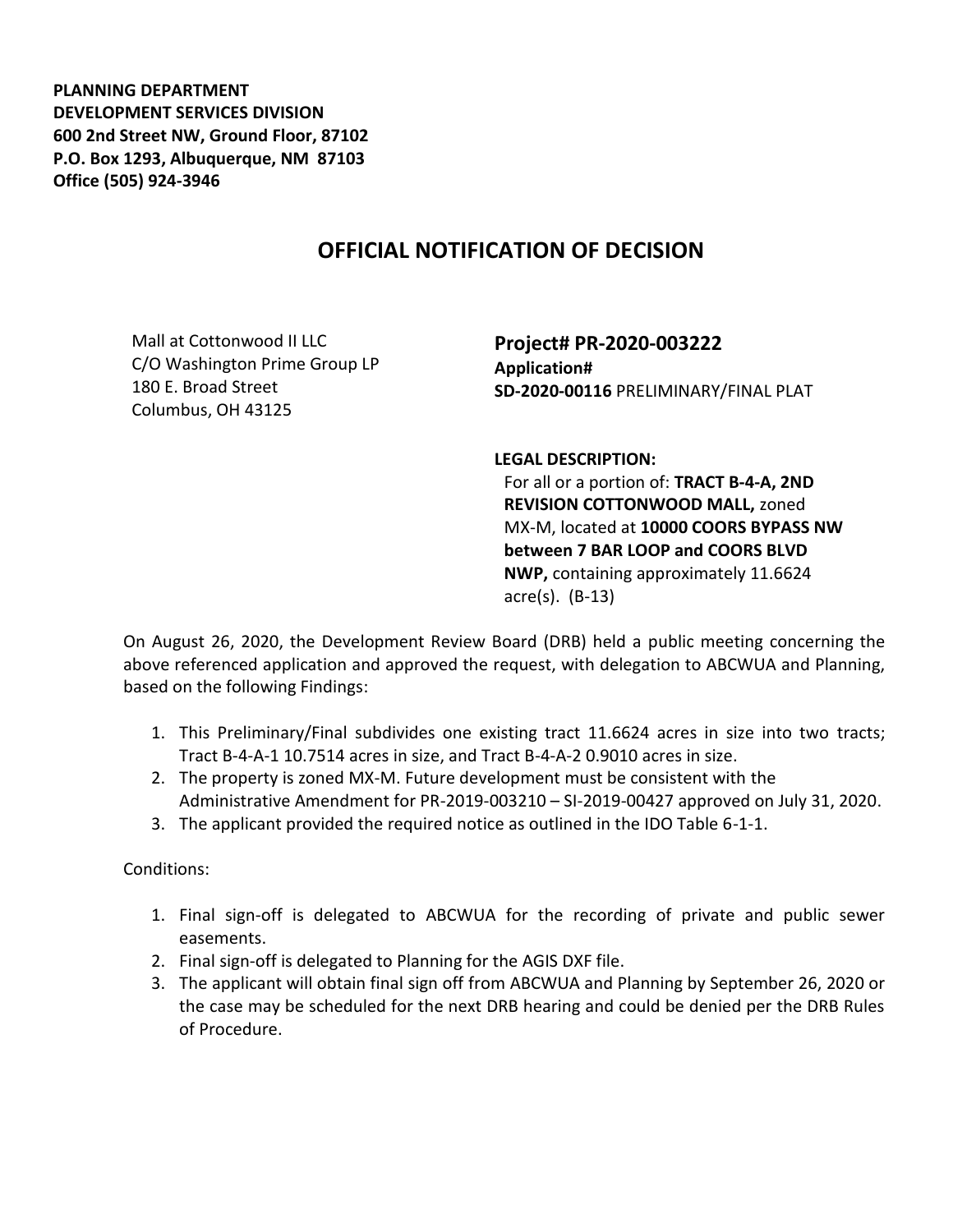**PLANNING DEPARTMENT**
**DEVELOPMENT SERVICES DIVISION**
**600 2nd Street NW, Ground Floor, 87102**
**P.O. Box 1293, Albuquerque, NM 87103**
**Office (505) 924-3946**

# OFFICIAL NOTIFICATION OF DECISION

Mall at Cottonwood II LLC
C/O Washington Prime Group LP
180 E. Broad Street
Columbus, OH 43125

**Project# PR-2020-003222**
**Application#**
**SD-2020-00116** PRELIMINARY/FINAL PLAT

**LEGAL DESCRIPTION:**
For all or a portion of: **TRACT B-4-A, 2ND REVISION COTTONWOOD MALL,** zoned MX-M, located at **10000 COORS BYPASS NW between 7 BAR LOOP and COORS BLVD NWP,** containing approximately 11.6624 acre(s). (B-13)

On August 26, 2020, the Development Review Board (DRB) held a public meeting concerning the above referenced application and approved the request, with delegation to ABCWUA and Planning, based on the following Findings:

1. This Preliminary/Final subdivides one existing tract 11.6624 acres in size into two tracts; Tract B-4-A-1 10.7514 acres in size, and Tract B-4-A-2 0.9010 acres in size.
2. The property is zoned MX-M. Future development must be consistent with the Administrative Amendment for PR-2019-003210 – SI-2019-00427 approved on July 31, 2020.
3. The applicant provided the required notice as outlined in the IDO Table 6-1-1.

Conditions:

1. Final sign-off is delegated to ABCWUA for the recording of private and public sewer easements.
2. Final sign-off is delegated to Planning for the AGIS DXF file.
3. The applicant will obtain final sign off from ABCWUA and Planning by September 26, 2020 or the case may be scheduled for the next DRB hearing and could be denied per the DRB Rules of Procedure.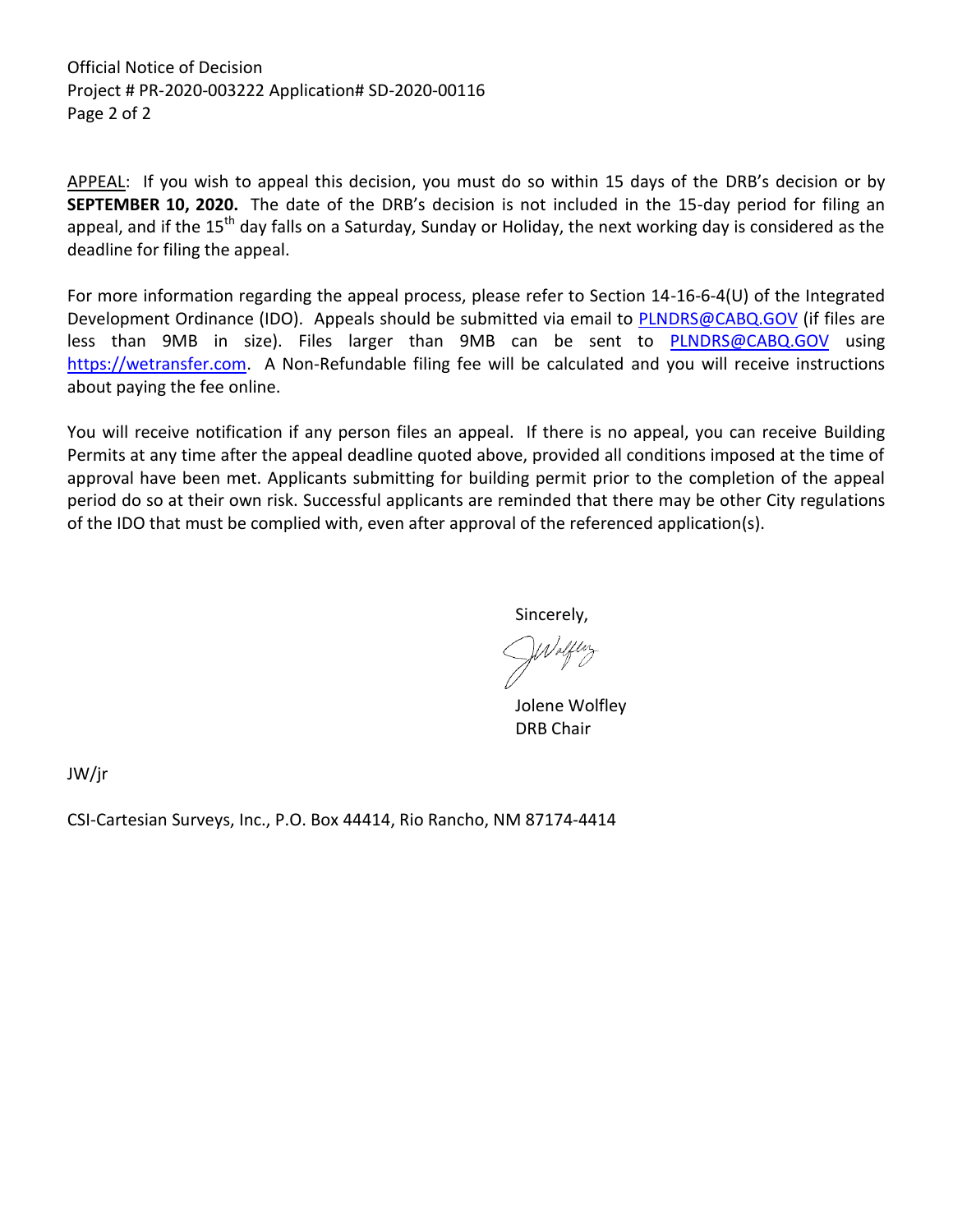APPEAL: If you wish to appeal this decision, you must do so within 15 days of the DRB's decision or by **SEPTEMBER 10, 2020.** The date of the DRB's decision is not included in the 15-day period for filing an appeal, and if the 15th day falls on a Saturday, Sunday or Holiday, the next working day is considered as the deadline for filing the appeal.

For more information regarding the appeal process, please refer to Section 14-16-6-4(U) of the Integrated Development Ordinance (IDO). Appeals should be submitted via email to PLNDRS@CABQ.GOV (if files are less than 9MB in size). Files larger than 9MB can be sent to PLNDRS@CABQ.GOV using https://wetransfer.com. A Non-Refundable filing fee will be calculated and you will receive instructions about paying the fee online.

You will receive notification if any person files an appeal. If there is no appeal, you can receive Building Permits at any time after the appeal deadline quoted above, provided all conditions imposed at the time of approval have been met. Applicants submitting for building permit prior to the completion of the appeal period do so at their own risk. Successful applicants are reminded that there may be other City regulations of the IDO that must be complied with, even after approval of the referenced application(s).

Sincerely,

Jolene Wolfley
DRB Chair

JW/jr

CSI-Cartesian Surveys, Inc., P.O. Box 44414, Rio Rancho, NM 87174-4414